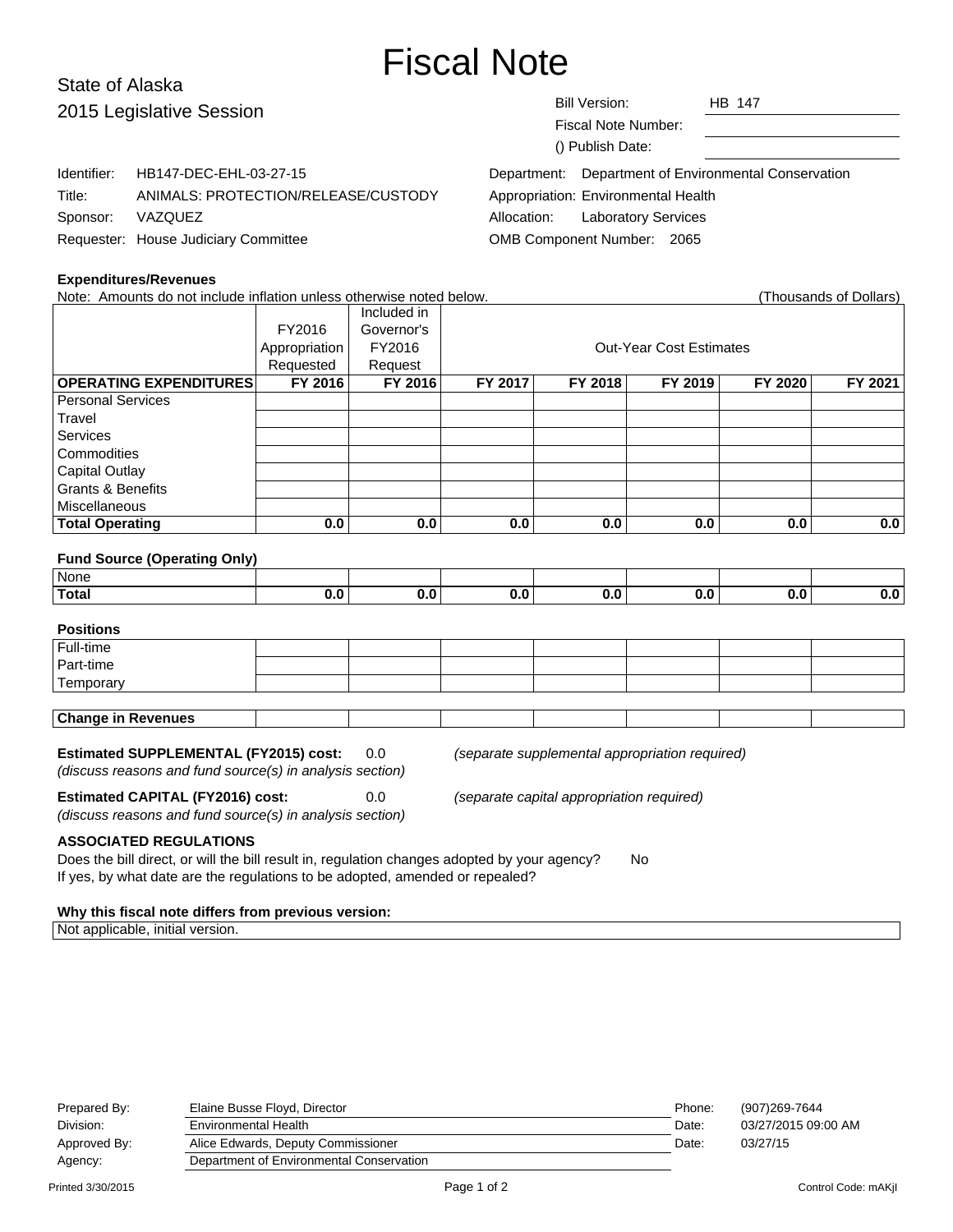# Fiscal Note

State of Alaska
2015 Legislative Session

| | |
|---|---|
| Bill Version: | HB 147 |
| Fiscal Note Number: | |
| () Publish Date: | |

| | |
|---|---|
| Identifier: | HB147-DEC-EHL-03-27-15 |
| Title: | ANIMALS: PROTECTION/RELEASE/CUSTODY |
| Sponsor: | VAZQUEZ |
| Requester: | House Judiciary Committee |

| | |
|---|---|
| Department: | Department of Environmental Conservation |
| Appropriation: | Environmental Health |
| Allocation: | Laboratory Services |
| OMB Component Number: | 2065 |

**Expenditures/Revenues**

Note: Amounts do not include inflation unless otherwise noted below. (Thousands of Dollars)

| | FY2016 Appropriation Requested | Included in Governor's FY2016 Request | Out-Year Cost Estimates | | | | |
|---|---|---|---|---|---|---|---|
| **OPERATING EXPENDITURES** | **FY 2016** | **FY 2016** | **FY 2017** | **FY 2018** | **FY 2019** | **FY 2020** | **FY 2021** |
| Personal Services | | | | | | | |
| Travel | | | | | | | |
| Services | | | | | | | |
| Commodities | | | | | | | |
| Capital Outlay | | | | | | | |
| Grants & Benefits | | | | | | | |
| Miscellaneous | | | | | | | |
| **Total Operating** | **0.0** | **0.0** | **0.0** | **0.0** | **0.0** | **0.0** | **0.0** |

**Fund Source (Operating Only)**

| | | | | | | | |
|---|---|---|---|---|---|---|---|
| None | | | | | | | |
| **Total** | **0.0** | **0.0** | **0.0** | **0.0** | **0.0** | **0.0** | **0.0** |

**Positions**

| | | | | | | | |
|---|---|---|---|---|---|---|---|
| Full-time | | | | | | | |
| Part-time | | | | | | | |
| Temporary | | | | | | | |

| | | | | | | | |
|---|---|---|---|---|---|---|---|
| **Change in Revenues** | | | | | | | |

**Estimated SUPPLEMENTAL (FY2015) cost:** 0.0 *(separate supplemental appropriation required)*
*(discuss reasons and fund source(s) in analysis section)*

**Estimated CAPITAL (FY2016) cost:** 0.0 *(separate capital appropriation required)*
*(discuss reasons and fund source(s) in analysis section)*

**ASSOCIATED REGULATIONS**

Does the bill direct, or will the bill result in, regulation changes adopted by your agency? No

If yes, by what date are the regulations to be adopted, amended or repealed?

**Why this fiscal note differs from previous version:**

Not applicable, initial version.

| | | | |
|---|---|---|---|
| Prepared By: | Elaine Busse Floyd, Director | Phone: | (907)269-7644 |
| Division: | Environmental Health | Date: | 03/27/2015 09:00 AM |
| Approved By: | Alice Edwards, Deputy Commissioner | Date: | 03/27/15 |
| Agency: | Department of Environmental Conservation | | |

Printed 3/30/2015 Control Code: mAKjI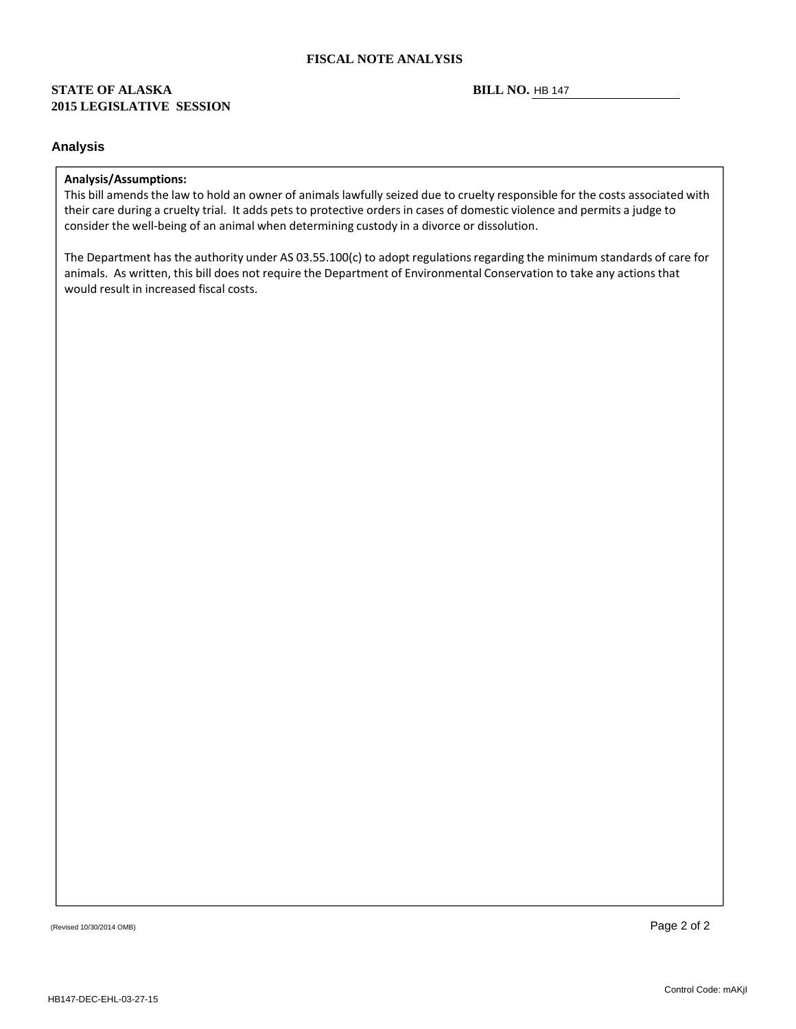**FISCAL NOTE ANALYSIS**

**STATE OF ALASKA**
**2015 LEGISLATIVE SESSION**

**BILL NO.** HB 147

## Analysis

**Analysis/Assumptions:**

This bill amends the law to hold an owner of animals lawfully seized due to cruelty responsible for the costs associated with their care during a cruelty trial. It adds pets to protective orders in cases of domestic violence and permits a judge to consider the well-being of an animal when determining custody in a divorce or dissolution.

The Department has the authority under AS 03.55.100(c) to adopt regulations regarding the minimum standards of care for animals. As written, this bill does not require the Department of Environmental Conservation to take any actions that would result in increased fiscal costs.

(Revised 10/30/2014 OMB)

Control Code: mAKjl

HB147-DEC-EHL-03-27-15